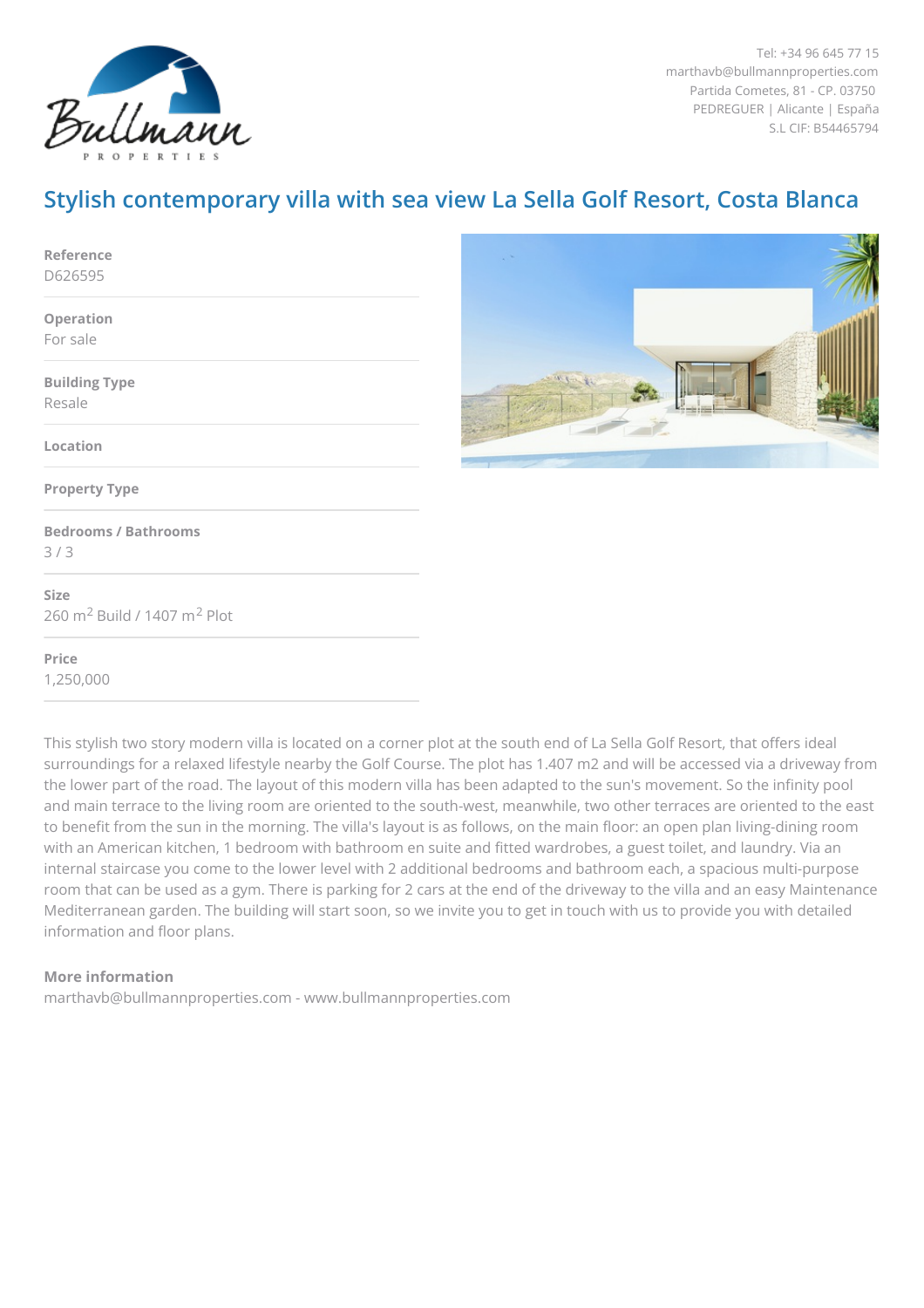Tel: +34 96 645 77 15
marthavb@bullmannproperties.com
Partida Cometes, 81 - CP. 03750
PEDREGUER | Alicante | España
S.L CIF: B54465794

# Stylish contemporary villa with sea view La Sella Golf Resort, Costa Blanca

**Reference**
D626595

**Operation**
For sale

**Building Type**
Resale

**Location**

**Property Type**

**Bedrooms / Bathrooms**
3 / 3

**Size**
260 m$^2$ Build / 1407 m$^2$ Plot

**Price**
1,250,000

This stylish two story modern villa is located on a corner plot at the south end of La Sella Golf Resort, that offers ideal surroundings for a relaxed lifestyle nearby the Golf Course. The plot has 1.407 m2 and will be accessed via a driveway from the lower part of the road. The layout of this modern villa has been adapted to the sun's movement. So the infinity pool and main terrace to the living room are oriented to the south-west, meanwhile, two other terraces are oriented to the east to benefit from the sun in the morning. The villa's layout is as follows, on the main floor: an open plan living-dining room with an American kitchen, 1 bedroom with bathroom en suite and fitted wardrobes, a guest toilet, and laundry. Via an internal staircase you come to the lower level with 2 additional bedrooms and bathroom each, a spacious multi-purpose room that can be used as a gym. There is parking for 2 cars at the end of the driveway to the villa and an easy Maintenance Mediterranean garden. The building will start soon, so we invite you to get in touch with us to provide you with detailed information and floor plans.

**More information**
marthavb@bullmannproperties.com - www.bullmannproperties.com